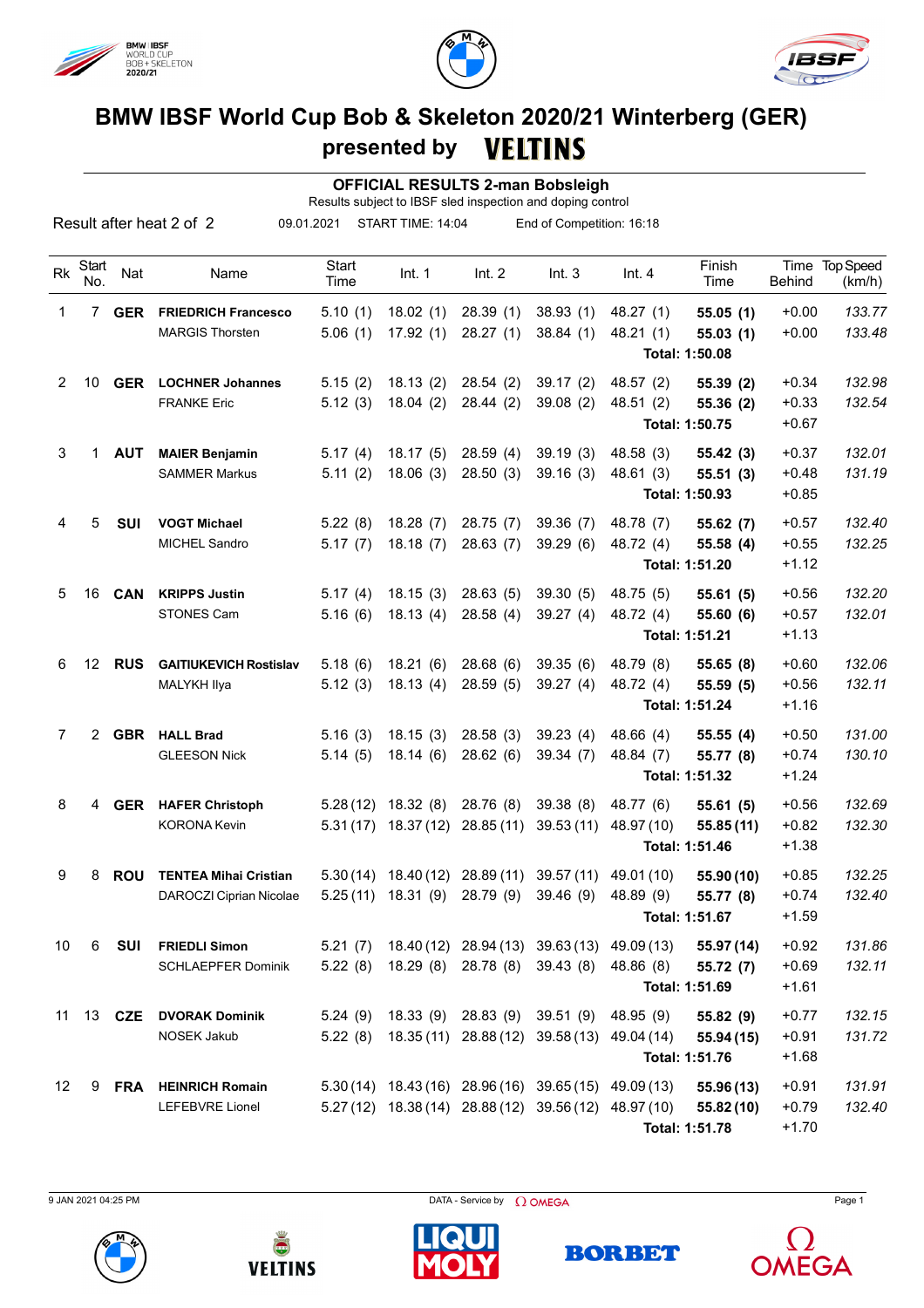# BMW IBSF World Cup Bob & Skeleton 2020/21 Winterberg (GER)

## presented by VELTINS

### OFFICIAL RESULTS 2-man Bobsleigh

Results subject to IBSF sled inspection and doping control

Result after heat 2 of 2 &nbsp;&nbsp; 09.01.2021 &nbsp;&nbsp; START TIME: 14:04 &nbsp;&nbsp; End of Competition: 16:18

| Rk | Start No. | Nat | Name | Start Time | Int. 1 | Int. 2 | Int. 3 | Int. 4 | Finish Time | Time Behind | Top Speed (km/h) |
|---|---|---|---|---|---|---|---|---|---|---|---|
| 1 | 7 | **GER** | **FRIEDRICH Francesco** | 5.10 (1) | 18.02 (1) | 28.39 (1) | 38.93 (1) | 48.27 (1) | **55.05 (1)** | +0.00 | *133.77* |
| | | | MARGIS Thorsten | 5.06 (1) | 17.92 (1) | 28.27 (1) | 38.84 (1) | 48.21 (1) | **55.03 (1)** | +0.00 | *133.48* |
| | | | | | | | | | **Total: 1:50.08** | | |
| 2 | 10 | **GER** | **LOCHNER Johannes** | 5.15 (2) | 18.13 (2) | 28.54 (2) | 39.17 (2) | 48.57 (2) | **55.39 (2)** | +0.34 | *132.98* |
| | | | FRANKE Eric | 5.12 (3) | 18.04 (2) | 28.44 (2) | 39.08 (2) | 48.51 (2) | **55.36 (2)** | +0.33 | *132.54* |
| | | | | | | | | | **Total: 1:50.75** | +0.67 | |
| 3 | 1 | **AUT** | **MAIER Benjamin** | 5.17 (4) | 18.17 (5) | 28.59 (4) | 39.19 (3) | 48.58 (3) | **55.42 (3)** | +0.37 | *132.01* |
| | | | SAMMER Markus | 5.11 (2) | 18.06 (3) | 28.50 (3) | 39.16 (3) | 48.61 (3) | **55.51 (3)** | +0.48 | *131.19* |
| | | | | | | | | | **Total: 1:50.93** | +0.85 | |
| 4 | 5 | **SUI** | **VOGT Michael** | 5.22 (8) | 18.28 (7) | 28.75 (7) | 39.36 (7) | 48.78 (7) | **55.62 (7)** | +0.57 | *132.40* |
| | | | MICHEL Sandro | 5.17 (7) | 18.18 (7) | 28.63 (7) | 39.29 (6) | 48.72 (4) | **55.58 (4)** | +0.55 | *132.25* |
| | | | | | | | | | **Total: 1:51.20** | +1.12 | |
| 5 | 16 | **CAN** | **KRIPPS Justin** | 5.17 (4) | 18.15 (3) | 28.63 (5) | 39.30 (5) | 48.75 (5) | **55.61 (5)** | +0.56 | *132.20* |
| | | | STONES Cam | 5.16 (6) | 18.13 (4) | 28.58 (4) | 39.27 (4) | 48.72 (4) | **55.60 (6)** | +0.57 | *132.01* |
| | | | | | | | | | **Total: 1:51.21** | +1.13 | |
| 6 | 12 | **RUS** | **GAITIUKEVICH Rostislav** | 5.18 (6) | 18.21 (6) | 28.68 (6) | 39.35 (6) | 48.79 (8) | **55.65 (8)** | +0.60 | *132.06* |
| | | | MALYKH Ilya | 5.12 (3) | 18.13 (4) | 28.59 (5) | 39.27 (4) | 48.72 (4) | **55.59 (5)** | +0.56 | *132.11* |
| | | | | | | | | | **Total: 1:51.24** | +1.16 | |
| 7 | 2 | **GBR** | **HALL Brad** | 5.16 (3) | 18.15 (3) | 28.58 (3) | 39.23 (4) | 48.66 (4) | **55.55 (4)** | +0.50 | *131.00* |
| | | | GLEESON Nick | 5.14 (5) | 18.14 (6) | 28.62 (6) | 39.34 (7) | 48.84 (7) | **55.77 (8)** | +0.74 | *130.10* |
| | | | | | | | | | **Total: 1:51.32** | +1.24 | |
| 8 | 4 | **GER** | **HAFER Christoph** | 5.28 (12) | 18.32 (8) | 28.76 (8) | 39.38 (8) | 48.77 (6) | **55.61 (5)** | +0.56 | *132.69* |
| | | | KORONA Kevin | 5.31 (17) | 18.37 (12) | 28.85 (11) | 39.53 (11) | 48.97 (10) | **55.85 (11)** | +0.82 | *132.30* |
| | | | | | | | | | **Total: 1:51.46** | +1.38 | |
| 9 | 8 | **ROU** | **TENTEA Mihai Cristian** | 5.30 (14) | 18.40 (12) | 28.89 (11) | 39.57 (11) | 49.01 (10) | **55.90 (10)** | +0.85 | *132.25* |
| | | | DAROCZI Ciprian Nicolae | 5.25 (11) | 18.31 (9) | 28.79 (9) | 39.46 (9) | 48.89 (9) | **55.77 (8)** | +0.74 | *132.40* |
| | | | | | | | | | **Total: 1:51.67** | +1.59 | |
| 10 | 6 | **SUI** | **FRIEDLI Simon** | 5.21 (7) | 18.40 (12) | 28.94 (13) | 39.63 (13) | 49.09 (13) | **55.97 (14)** | +0.92 | *131.86* |
| | | | SCHLAEPFER Dominik | 5.22 (8) | 18.29 (8) | 28.78 (8) | 39.43 (8) | 48.86 (8) | **55.72 (7)** | +0.69 | *132.11* |
| | | | | | | | | | **Total: 1:51.69** | +1.61 | |
| 11 | 13 | **CZE** | **DVORAK Dominik** | 5.24 (9) | 18.33 (9) | 28.83 (9) | 39.51 (9) | 48.95 (9) | **55.82 (9)** | +0.77 | *132.15* |
| | | | NOSEK Jakub | 5.22 (8) | 18.35 (11) | 28.88 (12) | 39.58 (13) | 49.04 (14) | **55.94 (15)** | +0.91 | *131.72* |
| | | | | | | | | | **Total: 1:51.76** | +1.68 | |
| 12 | 9 | **FRA** | **HEINRICH Romain** | 5.30 (14) | 18.43 (16) | 28.96 (16) | 39.65 (15) | 49.09 (13) | **55.96 (13)** | +0.91 | *131.91* |
| | | | LEFEBVRE Lionel | 5.27 (12) | 18.38 (14) | 28.88 (12) | 39.56 (12) | 48.97 (10) | **55.82 (10)** | +0.79 | *132.40* |
| | | | | | | | | | **Total: 1:51.78** | +1.70 | |

9 JAN 2021 04:25 PM &nbsp;&nbsp; DATA - Service by OMEGA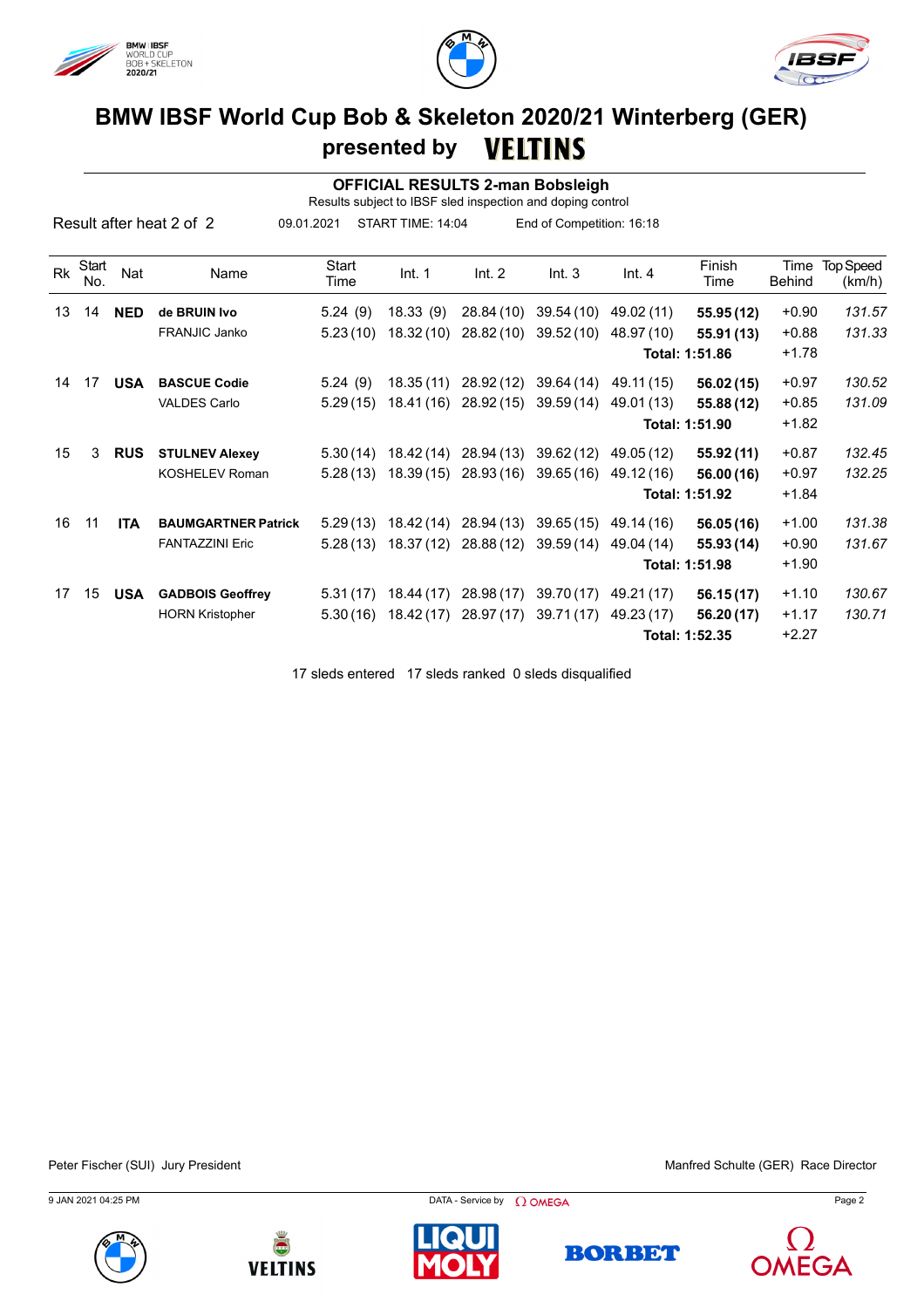# BMW IBSF World Cup Bob & Skeleton 2020/21 Winterberg (GER)

## presented by VELTINS

### OFFICIAL RESULTS 2-man Bobsleigh

Results subject to IBSF sled inspection and doping control

Result after heat 2 of 2 | 09.01.2021 | START TIME: 14:04 | End of Competition: 16:18

| Rk | Start No. | Nat | Name | Start Time | Int. 1 | Int. 2 | Int. 3 | Int. 4 | Finish Time | Time Behind | Top Speed (km/h) |
|---|---|---|---|---|---|---|---|---|---|---|---|
| 13 | 14 | **NED** | **de BRUIN Ivo** | 5.24 (9) | 18.33 (9) | 28.84 (10) | 39.54 (10) | 49.02 (11) | **55.95 (12)** | +0.90 | *131.57* |
| | | | FRANJIC Janko | 5.23 (10) | 18.32 (10) | 28.82 (10) | 39.52 (10) | 48.97 (10) | **55.91 (13)** | +0.88 | *131.33* |
| | | | | | | | | | **Total: 1:51.86** | +1.78 | |
| 14 | 17 | **USA** | **BASCUE Codie** | 5.24 (9) | 18.35 (11) | 28.92 (12) | 39.64 (14) | 49.11 (15) | **56.02 (15)** | +0.97 | *130.52* |
| | | | VALDES Carlo | 5.29 (15) | 18.41 (16) | 28.92 (15) | 39.59 (14) | 49.01 (13) | **55.88 (12)** | +0.85 | *131.09* |
| | | | | | | | | | **Total: 1:51.90** | +1.82 | |
| 15 | 3 | **RUS** | **STULNEV Alexey** | 5.30 (14) | 18.42 (14) | 28.94 (13) | 39.62 (12) | 49.05 (12) | **55.92 (11)** | +0.87 | *132.45* |
| | | | KOSHELEV Roman | 5.28 (13) | 18.39 (15) | 28.93 (16) | 39.65 (16) | 49.12 (16) | **56.00 (16)** | +0.97 | *132.25* |
| | | | | | | | | | **Total: 1:51.92** | +1.84 | |
| 16 | 11 | **ITA** | **BAUMGARTNER Patrick** | 5.29 (13) | 18.42 (14) | 28.94 (13) | 39.65 (15) | 49.14 (16) | **56.05 (16)** | +1.00 | *131.38* |
| | | | FANTAZZINI Eric | 5.28 (13) | 18.37 (12) | 28.88 (12) | 39.59 (14) | 49.04 (14) | **55.93 (14)** | +0.90 | *131.67* |
| | | | | | | | | | **Total: 1:51.98** | +1.90 | |
| 17 | 15 | **USA** | **GADBOIS Geoffrey** | 5.31 (17) | 18.44 (17) | 28.98 (17) | 39.70 (17) | 49.21 (17) | **56.15 (17)** | +1.10 | *130.67* |
| | | | HORN Kristopher | 5.30 (16) | 18.42 (17) | 28.97 (17) | 39.71 (17) | 49.23 (17) | **56.20 (17)** | +1.17 | *130.71* |
| | | | | | | | | | **Total: 1:52.35** | +2.27 | |

17 sleds entered 17 sleds ranked 0 sleds disqualified

Peter Fischer (SUI) Jury President

Manfred Schulte (GER) Race Director

9 JAN 2021 04:25 PM

DATA - Service by OMEGA